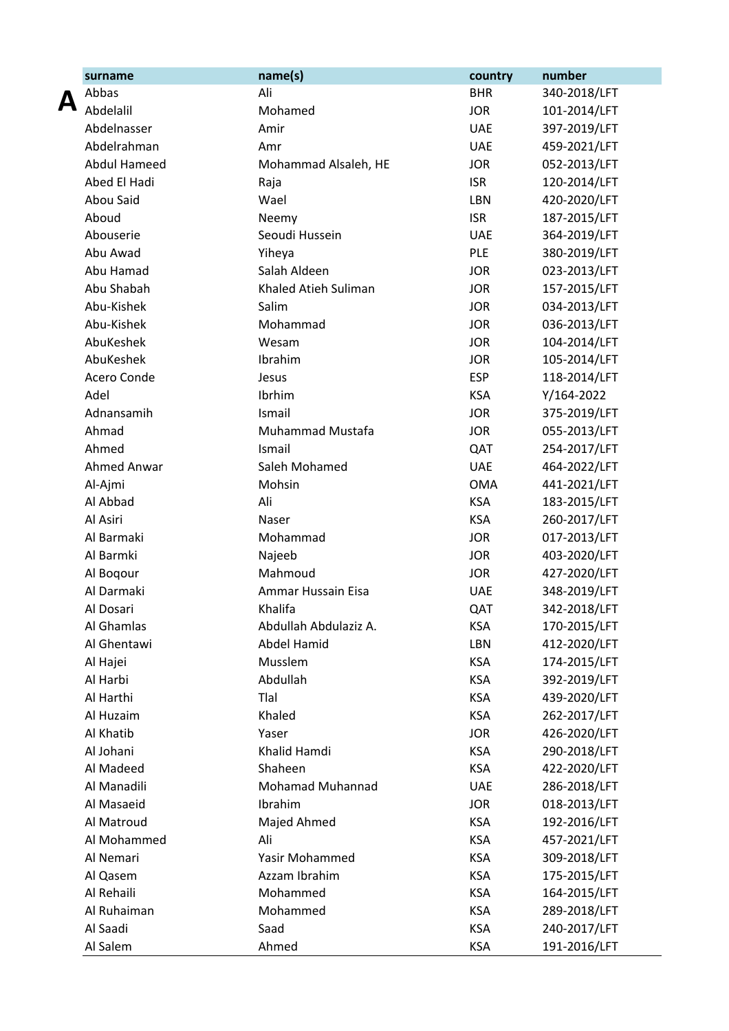# A

| surname | name(s) | country | number |
|---|---|---|---|
| Abbas | Ali | BHR | 340-2018/LFT |
| Abdelalil | Mohamed | JOR | 101-2014/LFT |
| Abdelnasser | Amir | UAE | 397-2019/LFT |
| Abdelrahman | Amr | UAE | 459-2021/LFT |
| Abdul Hameed | Mohammad Alsaleh, HE | JOR | 052-2013/LFT |
| Abed El Hadi | Raja | ISR | 120-2014/LFT |
| Abou Said | Wael | LBN | 420-2020/LFT |
| Aboud | Neemy | ISR | 187-2015/LFT |
| Abouserie | Seoudi Hussein | UAE | 364-2019/LFT |
| Abu Awad | Yiheya | PLE | 380-2019/LFT |
| Abu Hamad | Salah Aldeen | JOR | 023-2013/LFT |
| Abu Shabah | Khaled Atieh Suliman | JOR | 157-2015/LFT |
| Abu-Kishek | Salim | JOR | 034-2013/LFT |
| Abu-Kishek | Mohammad | JOR | 036-2013/LFT |
| AbuKeshek | Wesam | JOR | 104-2014/LFT |
| AbuKeshek | Ibrahim | JOR | 105-2014/LFT |
| Acero Conde | Jesus | ESP | 118-2014/LFT |
| Adel | Ibrhim | KSA | Y/164-2022 |
| Adnansamih | Ismail | JOR | 375-2019/LFT |
| Ahmad | Muhammad Mustafa | JOR | 055-2013/LFT |
| Ahmed | Ismail | QAT | 254-2017/LFT |
| Ahmed Anwar | Saleh Mohamed | UAE | 464-2022/LFT |
| Al-Ajmi | Mohsin | OMA | 441-2021/LFT |
| Al Abbad | Ali | KSA | 183-2015/LFT |
| Al Asiri | Naser | KSA | 260-2017/LFT |
| Al Barmaki | Mohammad | JOR | 017-2013/LFT |
| Al Barmki | Najeeb | JOR | 403-2020/LFT |
| Al Boqour | Mahmoud | JOR | 427-2020/LFT |
| Al Darmaki | Ammar Hussain Eisa | UAE | 348-2019/LFT |
| Al Dosari | Khalifa | QAT | 342-2018/LFT |
| Al Ghamlas | Abdullah Abdulaziz A. | KSA | 170-2015/LFT |
| Al Ghentawi | Abdel Hamid | LBN | 412-2020/LFT |
| Al Hajei | Musslem | KSA | 174-2015/LFT |
| Al Harbi | Abdullah | KSA | 392-2019/LFT |
| Al Harthi | Tlal | KSA | 439-2020/LFT |
| Al Huzaim | Khaled | KSA | 262-2017/LFT |
| Al Khatib | Yaser | JOR | 426-2020/LFT |
| Al Johani | Khalid Hamdi | KSA | 290-2018/LFT |
| Al Madeed | Shaheen | KSA | 422-2020/LFT |
| Al Manadili | Mohamad Muhannad | UAE | 286-2018/LFT |
| Al Masaeid | Ibrahim | JOR | 018-2013/LFT |
| Al Matroud | Majed Ahmed | KSA | 192-2016/LFT |
| Al Mohammed | Ali | KSA | 457-2021/LFT |
| Al Nemari | Yasir Mohammed | KSA | 309-2018/LFT |
| Al Qasem | Azzam Ibrahim | KSA | 175-2015/LFT |
| Al Rehaili | Mohammed | KSA | 164-2015/LFT |
| Al Ruhaiman | Mohammed | KSA | 289-2018/LFT |
| Al Saadi | Saad | KSA | 240-2017/LFT |
| Al Salem | Ahmed | KSA | 191-2016/LFT |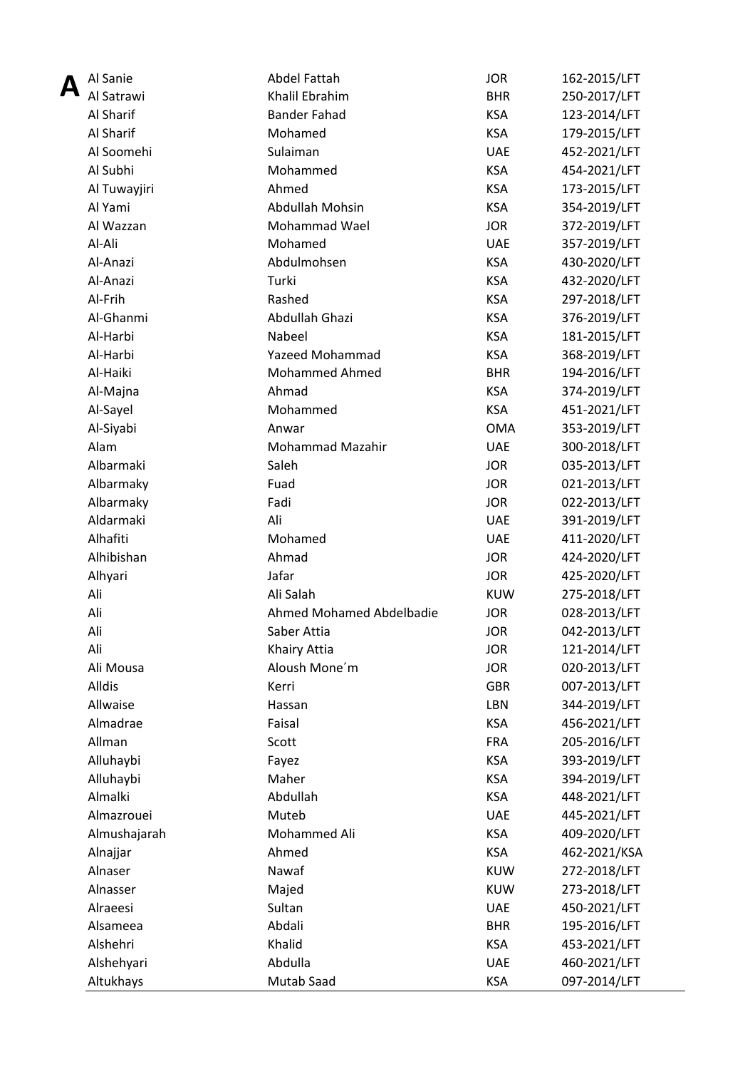**A**

| | | | |
|---|---|---|---|
| Al Sanie | Abdel Fattah | JOR | 162-2015/LFT |
| Al Satrawi | Khalil Ebrahim | BHR | 250-2017/LFT |
| Al Sharif | Bander Fahad | KSA | 123-2014/LFT |
| Al Sharif | Mohamed | KSA | 179-2015/LFT |
| Al Soomehi | Sulaiman | UAE | 452-2021/LFT |
| Al Subhi | Mohammed | KSA | 454-2021/LFT |
| Al Tuwayjiri | Ahmed | KSA | 173-2015/LFT |
| Al Yami | Abdullah Mohsin | KSA | 354-2019/LFT |
| Al Wazzan | Mohammad Wael | JOR | 372-2019/LFT |
| Al-Ali | Mohamed | UAE | 357-2019/LFT |
| Al-Anazi | Abdulmohsen | KSA | 430-2020/LFT |
| Al-Anazi | Turki | KSA | 432-2020/LFT |
| Al-Frih | Rashed | KSA | 297-2018/LFT |
| Al-Ghanmi | Abdullah Ghazi | KSA | 376-2019/LFT |
| Al-Harbi | Nabeel | KSA | 181-2015/LFT |
| Al-Harbi | Yazeed Mohammad | KSA | 368-2019/LFT |
| Al-Haiki | Mohammed Ahmed | BHR | 194-2016/LFT |
| Al-Majna | Ahmad | KSA | 374-2019/LFT |
| Al-Sayel | Mohammed | KSA | 451-2021/LFT |
| Al-Siyabi | Anwar | OMA | 353-2019/LFT |
| Alam | Mohammad Mazahir | UAE | 300-2018/LFT |
| Albarmaki | Saleh | JOR | 035-2013/LFT |
| Albarmaky | Fuad | JOR | 021-2013/LFT |
| Albarmaky | Fadi | JOR | 022-2013/LFT |
| Aldarmaki | Ali | UAE | 391-2019/LFT |
| Alhafiti | Mohamed | UAE | 411-2020/LFT |
| Alhibishan | Ahmad | JOR | 424-2020/LFT |
| Alhyari | Jafar | JOR | 425-2020/LFT |
| Ali | Ali Salah | KUW | 275-2018/LFT |
| Ali | Ahmed Mohamed Abdelbadie | JOR | 028-2013/LFT |
| Ali | Saber Attia | JOR | 042-2013/LFT |
| Ali | Khairy Attia | JOR | 121-2014/LFT |
| Ali Mousa | Aloush Mone´m | JOR | 020-2013/LFT |
| Alldis | Kerri | GBR | 007-2013/LFT |
| Allwaise | Hassan | LBN | 344-2019/LFT |
| Almadrae | Faisal | KSA | 456-2021/LFT |
| Allman | Scott | FRA | 205-2016/LFT |
| Alluhaybi | Fayez | KSA | 393-2019/LFT |
| Alluhaybi | Maher | KSA | 394-2019/LFT |
| Almalki | Abdullah | KSA | 448-2021/LFT |
| Almazrouei | Muteb | UAE | 445-2021/LFT |
| Almushajarah | Mohammed Ali | KSA | 409-2020/LFT |
| Alnajjar | Ahmed | KSA | 462-2021/KSA |
| Alnaser | Nawaf | KUW | 272-2018/LFT |
| Alnasser | Majed | KUW | 273-2018/LFT |
| Alraeesi | Sultan | UAE | 450-2021/LFT |
| Alsameea | Abdali | BHR | 195-2016/LFT |
| Alshehri | Khalid | KSA | 453-2021/LFT |
| Alshehyari | Abdulla | UAE | 460-2021/LFT |
| Altukhays | Mutab Saad | KSA | 097-2014/LFT |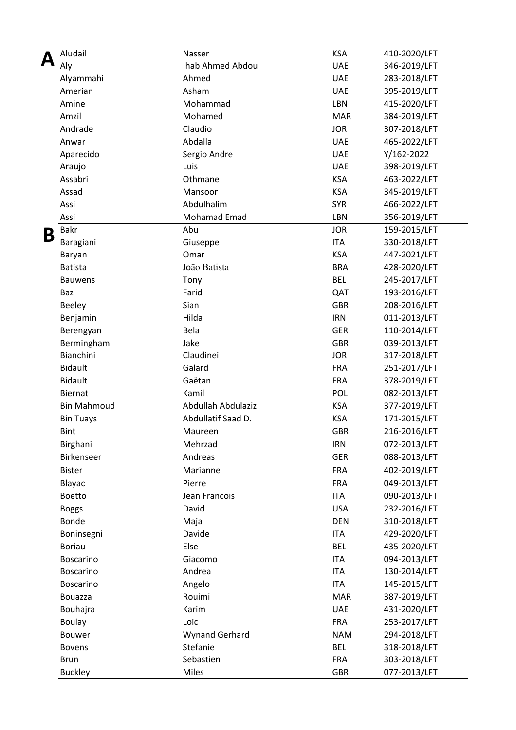## A

| | | | |
|---|---|---|---|
| Aludail | Nasser | KSA | 410-2020/LFT |
| Aly | Ihab Ahmed Abdou | UAE | 346-2019/LFT |
| Alyammahi | Ahmed | UAE | 283-2018/LFT |
| Amerian | Asham | UAE | 395-2019/LFT |
| Amine | Mohammad | LBN | 415-2020/LFT |
| Amzil | Mohamed | MAR | 384-2019/LFT |
| Andrade | Claudio | JOR | 307-2018/LFT |
| Anwar | Abdalla | UAE | 465-2022/LFT |
| Aparecido | Sergio Andre | UAE | Y/162-2022 |
| Araujo | Luis | UAE | 398-2019/LFT |
| Assabri | Othmane | KSA | 463-2022/LFT |
| Assad | Mansoor | KSA | 345-2019/LFT |
| Assi | Abdulhalim | SYR | 466-2022/LFT |
| Assi | Mohamad Emad | LBN | 356-2019/LFT |

## B

| | | | |
|---|---|---|---|
| Bakr | Abu | JOR | 159-2015/LFT |
| Baragiani | Giuseppe | ITA | 330-2018/LFT |
| Baryan | Omar | KSA | 447-2021/LFT |
| Batista | João Batista | BRA | 428-2020/LFT |
| Bauwens | Tony | BEL | 245-2017/LFT |
| Baz | Farid | QAT | 193-2016/LFT |
| Beeley | Sian | GBR | 208-2016/LFT |
| Benjamin | Hilda | IRN | 011-2013/LFT |
| Berengyan | Bela | GER | 110-2014/LFT |
| Bermingham | Jake | GBR | 039-2013/LFT |
| Bianchini | Claudinei | JOR | 317-2018/LFT |
| Bidault | Galard | FRA | 251-2017/LFT |
| Bidault | Gaëtan | FRA | 378-2019/LFT |
| Biernat | Kamil | POL | 082-2013/LFT |
| Bin Mahmoud | Abdullah Abdulaziz | KSA | 377-2019/LFT |
| Bin Tuays | Abdullatif Saad D. | KSA | 171-2015/LFT |
| Bint | Maureen | GBR | 216-2016/LFT |
| Birghani | Mehrzad | IRN | 072-2013/LFT |
| Birkenseer | Andreas | GER | 088-2013/LFT |
| Bister | Marianne | FRA | 402-2019/LFT |
| Blayac | Pierre | FRA | 049-2013/LFT |
| Boetto | Jean Francois | ITA | 090-2013/LFT |
| Boggs | David | USA | 232-2016/LFT |
| Bonde | Maja | DEN | 310-2018/LFT |
| Boninsegni | Davide | ITA | 429-2020/LFT |
| Boriau | Else | BEL | 435-2020/LFT |
| Boscarino | Giacomo | ITA | 094-2013/LFT |
| Boscarino | Andrea | ITA | 130-2014/LFT |
| Boscarino | Angelo | ITA | 145-2015/LFT |
| Bouazza | Rouimi | MAR | 387-2019/LFT |
| Bouhajra | Karim | UAE | 431-2020/LFT |
| Boulay | Loic | FRA | 253-2017/LFT |
| Bouwer | Wynand Gerhard | NAM | 294-2018/LFT |
| Bovens | Stefanie | BEL | 318-2018/LFT |
| Brun | Sebastien | FRA | 303-2018/LFT |
| Buckley | Miles | GBR | 077-2013/LFT |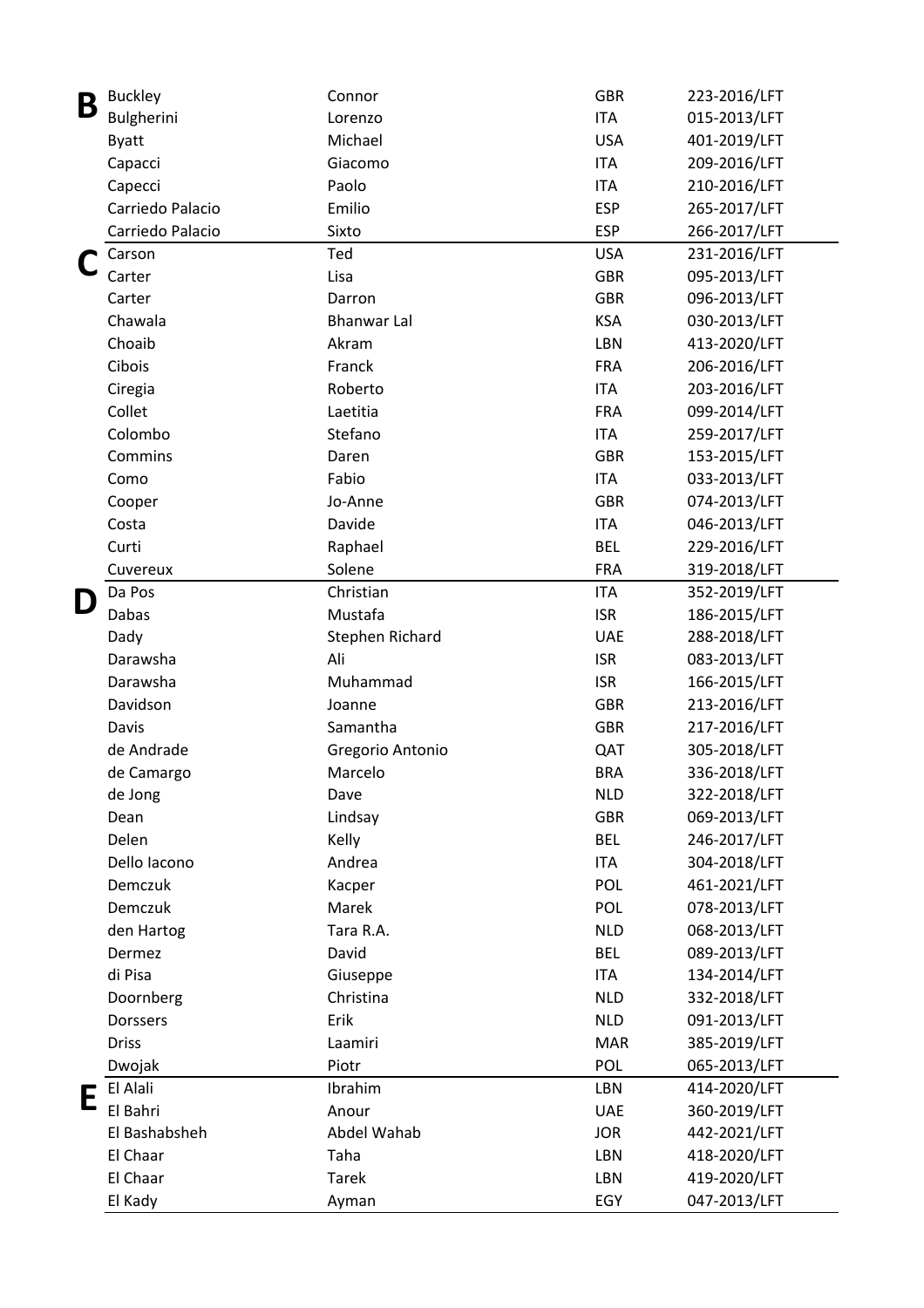| | | | | |
|---|---|---|---|---|
| **B** | Buckley | Connor | GBR | 223-2016/LFT |
| | Bulgherini | Lorenzo | ITA | 015-2013/LFT |
| | Byatt | Michael | USA | 401-2019/LFT |
| | Capacci | Giacomo | ITA | 209-2016/LFT |
| | Capecci | Paolo | ITA | 210-2016/LFT |
| | Carriedo Palacio | Emilio | ESP | 265-2017/LFT |
| | Carriedo Palacio | Sixto | ESP | 266-2017/LFT |
| **C** | Carson | Ted | USA | 231-2016/LFT |
| | Carter | Lisa | GBR | 095-2013/LFT |
| | Carter | Darron | GBR | 096-2013/LFT |
| | Chawala | Bhanwar Lal | KSA | 030-2013/LFT |
| | Choaib | Akram | LBN | 413-2020/LFT |
| | Cibois | Franck | FRA | 206-2016/LFT |
| | Ciregia | Roberto | ITA | 203-2016/LFT |
| | Collet | Laetitia | FRA | 099-2014/LFT |
| | Colombo | Stefano | ITA | 259-2017/LFT |
| | Commins | Daren | GBR | 153-2015/LFT |
| | Como | Fabio | ITA | 033-2013/LFT |
| | Cooper | Jo-Anne | GBR | 074-2013/LFT |
| | Costa | Davide | ITA | 046-2013/LFT |
| | Curti | Raphael | BEL | 229-2016/LFT |
| | Cuvereux | Solene | FRA | 319-2018/LFT |
| **D** | Da Pos | Christian | ITA | 352-2019/LFT |
| | Dabas | Mustafa | ISR | 186-2015/LFT |
| | Dady | Stephen Richard | UAE | 288-2018/LFT |
| | Darawsha | Ali | ISR | 083-2013/LFT |
| | Darawsha | Muhammad | ISR | 166-2015/LFT |
| | Davidson | Joanne | GBR | 213-2016/LFT |
| | Davis | Samantha | GBR | 217-2016/LFT |
| | de Andrade | Gregorio Antonio | QAT | 305-2018/LFT |
| | de Camargo | Marcelo | BRA | 336-2018/LFT |
| | de Jong | Dave | NLD | 322-2018/LFT |
| | Dean | Lindsay | GBR | 069-2013/LFT |
| | Delen | Kelly | BEL | 246-2017/LFT |
| | Dello Iacono | Andrea | ITA | 304-2018/LFT |
| | Demczuk | Kacper | POL | 461-2021/LFT |
| | Demczuk | Marek | POL | 078-2013/LFT |
| | den Hartog | Tara R.A. | NLD | 068-2013/LFT |
| | Dermez | David | BEL | 089-2013/LFT |
| | di Pisa | Giuseppe | ITA | 134-2014/LFT |
| | Doornberg | Christina | NLD | 332-2018/LFT |
| | Dorssers | Erik | NLD | 091-2013/LFT |
| | Driss | Laamiri | MAR | 385-2019/LFT |
| | Dwojak | Piotr | POL | 065-2013/LFT |
| **E** | El Alali | Ibrahim | LBN | 414-2020/LFT |
| | El Bahri | Anour | UAE | 360-2019/LFT |
| | El Bashabsheh | Abdel Wahab | JOR | 442-2021/LFT |
| | El Chaar | Taha | LBN | 418-2020/LFT |
| | El Chaar | Tarek | LBN | 419-2020/LFT |
| | El Kady | Ayman | EGY | 047-2013/LFT |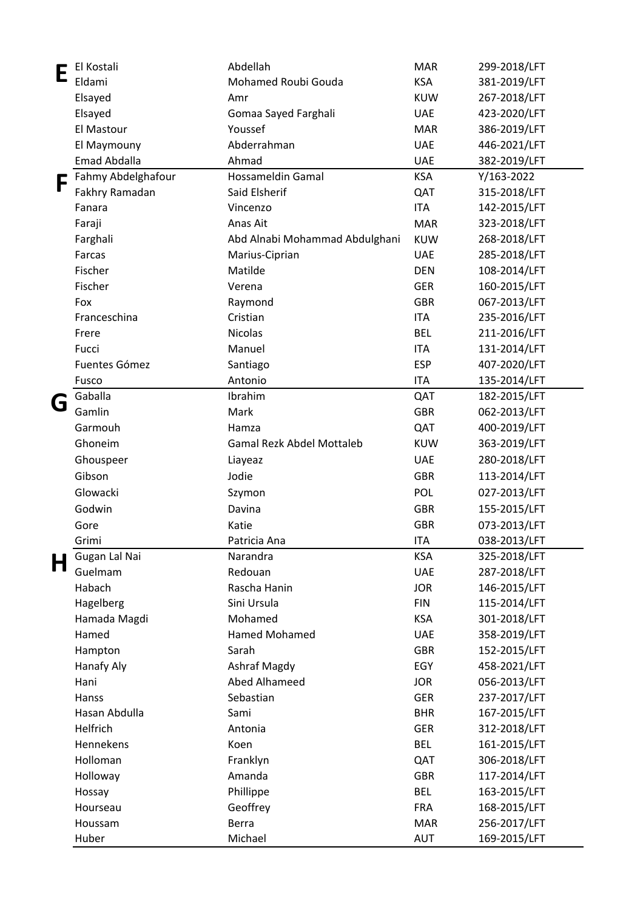| | | | | |
|---|---|---|---|---|
| **E** | El Kostali | Abdellah | MAR | 299-2018/LFT |
| | Eldami | Mohamed Roubi Gouda | KSA | 381-2019/LFT |
| | Elsayed | Amr | KUW | 267-2018/LFT |
| | Elsayed | Gomaa Sayed Farghali | UAE | 423-2020/LFT |
| | El Mastour | Youssef | MAR | 386-2019/LFT |
| | El Maymouny | Abderrahman | UAE | 446-2021/LFT |
| | Emad Abdalla | Ahmad | UAE | 382-2019/LFT |
| **F** | Fahmy Abdelghafour | Hossameldin Gamal | KSA | Y/163-2022 |
| | Fakhry Ramadan | Said Elsherif | QAT | 315-2018/LFT |
| | Fanara | Vincenzo | ITA | 142-2015/LFT |
| | Faraji | Anas Ait | MAR | 323-2018/LFT |
| | Farghali | Abd Alnabi Mohammad Abdulghani | KUW | 268-2018/LFT |
| | Farcas | Marius-Ciprian | UAE | 285-2018/LFT |
| | Fischer | Matilde | DEN | 108-2014/LFT |
| | Fischer | Verena | GER | 160-2015/LFT |
| | Fox | Raymond | GBR | 067-2013/LFT |
| | Franceschina | Cristian | ITA | 235-2016/LFT |
| | Frere | Nicolas | BEL | 211-2016/LFT |
| | Fucci | Manuel | ITA | 131-2014/LFT |
| | Fuentes Gómez | Santiago | ESP | 407-2020/LFT |
| | Fusco | Antonio | ITA | 135-2014/LFT |
| **G** | Gaballa | Ibrahim | QAT | 182-2015/LFT |
| | Gamlin | Mark | GBR | 062-2013/LFT |
| | Garmouh | Hamza | QAT | 400-2019/LFT |
| | Ghoneim | Gamal Rezk Abdel Mottaleb | KUW | 363-2019/LFT |
| | Ghouspeer | Liayeaz | UAE | 280-2018/LFT |
| | Gibson | Jodie | GBR | 113-2014/LFT |
| | Glowacki | Szymon | POL | 027-2013/LFT |
| | Godwin | Davina | GBR | 155-2015/LFT |
| | Gore | Katie | GBR | 073-2013/LFT |
| | Grimi | Patricia Ana | ITA | 038-2013/LFT |
| **H** | Gugan Lal Nai | Narandra | KSA | 325-2018/LFT |
| | Guelmam | Redouan | UAE | 287-2018/LFT |
| | Habach | Rascha Hanin | JOR | 146-2015/LFT |
| | Hagelberg | Sini Ursula | FIN | 115-2014/LFT |
| | Hamada Magdi | Mohamed | KSA | 301-2018/LFT |
| | Hamed | Hamed Mohamed | UAE | 358-2019/LFT |
| | Hampton | Sarah | GBR | 152-2015/LFT |
| | Hanafy Aly | Ashraf Magdy | EGY | 458-2021/LFT |
| | Hani | Abed Alhameed | JOR | 056-2013/LFT |
| | Hanss | Sebastian | GER | 237-2017/LFT |
| | Hasan Abdulla | Sami | BHR | 167-2015/LFT |
| | Helfrich | Antonia | GER | 312-2018/LFT |
| | Hennekens | Koen | BEL | 161-2015/LFT |
| | Holloman | Franklyn | QAT | 306-2018/LFT |
| | Holloway | Amanda | GBR | 117-2014/LFT |
| | Hossay | Phillippe | BEL | 163-2015/LFT |
| | Hourseau | Geoffrey | FRA | 168-2015/LFT |
| | Houssam | Berra | MAR | 256-2017/LFT |
| | Huber | Michael | AUT | 169-2015/LFT |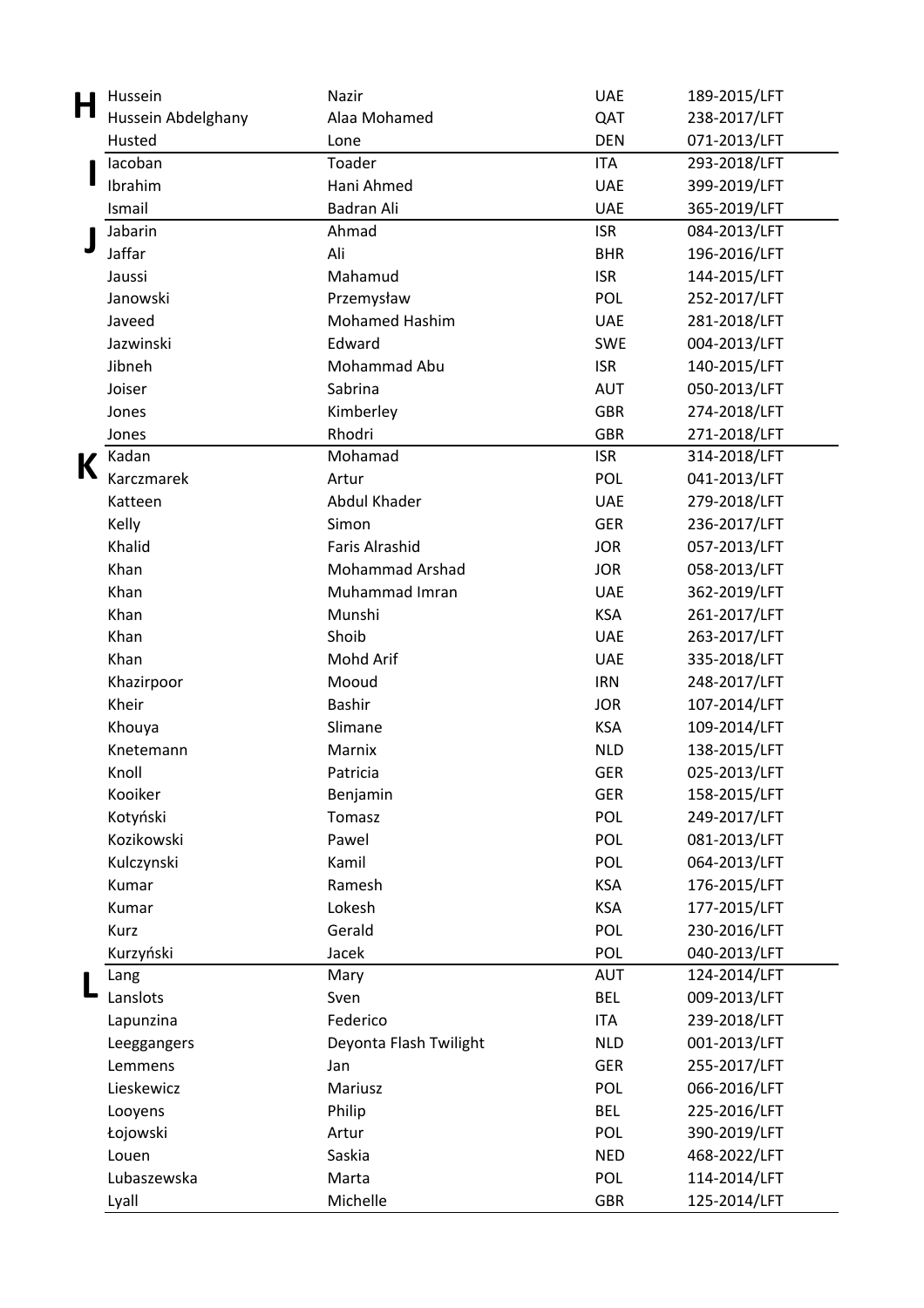| | | | | |
|---|---|---|---|---|
| **H** | Hussein | Nazir | UAE | 189-2015/LFT |
| | Hussein Abdelghany | Alaa Mohamed | QAT | 238-2017/LFT |
| | Husted | Lone | DEN | 071-2013/LFT |
| **I** | Iacoban | Toader | ITA | 293-2018/LFT |
| | Ibrahim | Hani Ahmed | UAE | 399-2019/LFT |
| | Ismail | Badran Ali | UAE | 365-2019/LFT |
| **J** | Jabarin | Ahmad | ISR | 084-2013/LFT |
| | Jaffar | Ali | BHR | 196-2016/LFT |
| | Jaussi | Mahamud | ISR | 144-2015/LFT |
| | Janowski | Przemysław | POL | 252-2017/LFT |
| | Javeed | Mohamed Hashim | UAE | 281-2018/LFT |
| | Jazwinski | Edward | SWE | 004-2013/LFT |
| | Jibneh | Mohammad Abu | ISR | 140-2015/LFT |
| | Joiser | Sabrina | AUT | 050-2013/LFT |
| | Jones | Kimberley | GBR | 274-2018/LFT |
| | Jones | Rhodri | GBR | 271-2018/LFT |
| **K** | Kadan | Mohamad | ISR | 314-2018/LFT |
| | Karczmarek | Artur | POL | 041-2013/LFT |
| | Katteen | Abdul Khader | UAE | 279-2018/LFT |
| | Kelly | Simon | GER | 236-2017/LFT |
| | Khalid | Faris Alrashid | JOR | 057-2013/LFT |
| | Khan | Mohammad Arshad | JOR | 058-2013/LFT |
| | Khan | Muhammad Imran | UAE | 362-2019/LFT |
| | Khan | Munshi | KSA | 261-2017/LFT |
| | Khan | Shoib | UAE | 263-2017/LFT |
| | Khan | Mohd Arif | UAE | 335-2018/LFT |
| | Khazirpoor | Mooud | IRN | 248-2017/LFT |
| | Kheir | Bashir | JOR | 107-2014/LFT |
| | Khouya | Slimane | KSA | 109-2014/LFT |
| | Knetemann | Marnix | NLD | 138-2015/LFT |
| | Knoll | Patricia | GER | 025-2013/LFT |
| | Kooiker | Benjamin | GER | 158-2015/LFT |
| | Kotyński | Tomasz | POL | 249-2017/LFT |
| | Kozikowski | Pawel | POL | 081-2013/LFT |
| | Kulczynski | Kamil | POL | 064-2013/LFT |
| | Kumar | Ramesh | KSA | 176-2015/LFT |
| | Kumar | Lokesh | KSA | 177-2015/LFT |
| | Kurz | Gerald | POL | 230-2016/LFT |
| | Kurzyński | Jacek | POL | 040-2013/LFT |
| **L** | Lang | Mary | AUT | 124-2014/LFT |
| | Lanslots | Sven | BEL | 009-2013/LFT |
| | Lapunzina | Federico | ITA | 239-2018/LFT |
| | Leeggangers | Deyonta Flash Twilight | NLD | 001-2013/LFT |
| | Lemmens | Jan | GER | 255-2017/LFT |
| | Lieskewicz | Mariusz | POL | 066-2016/LFT |
| | Looyens | Philip | BEL | 225-2016/LFT |
| | Łojowski | Artur | POL | 390-2019/LFT |
| | Louen | Saskia | NED | 468-2022/LFT |
| | Lubaszewska | Marta | POL | 114-2014/LFT |
| | Lyall | Michelle | GBR | 125-2014/LFT |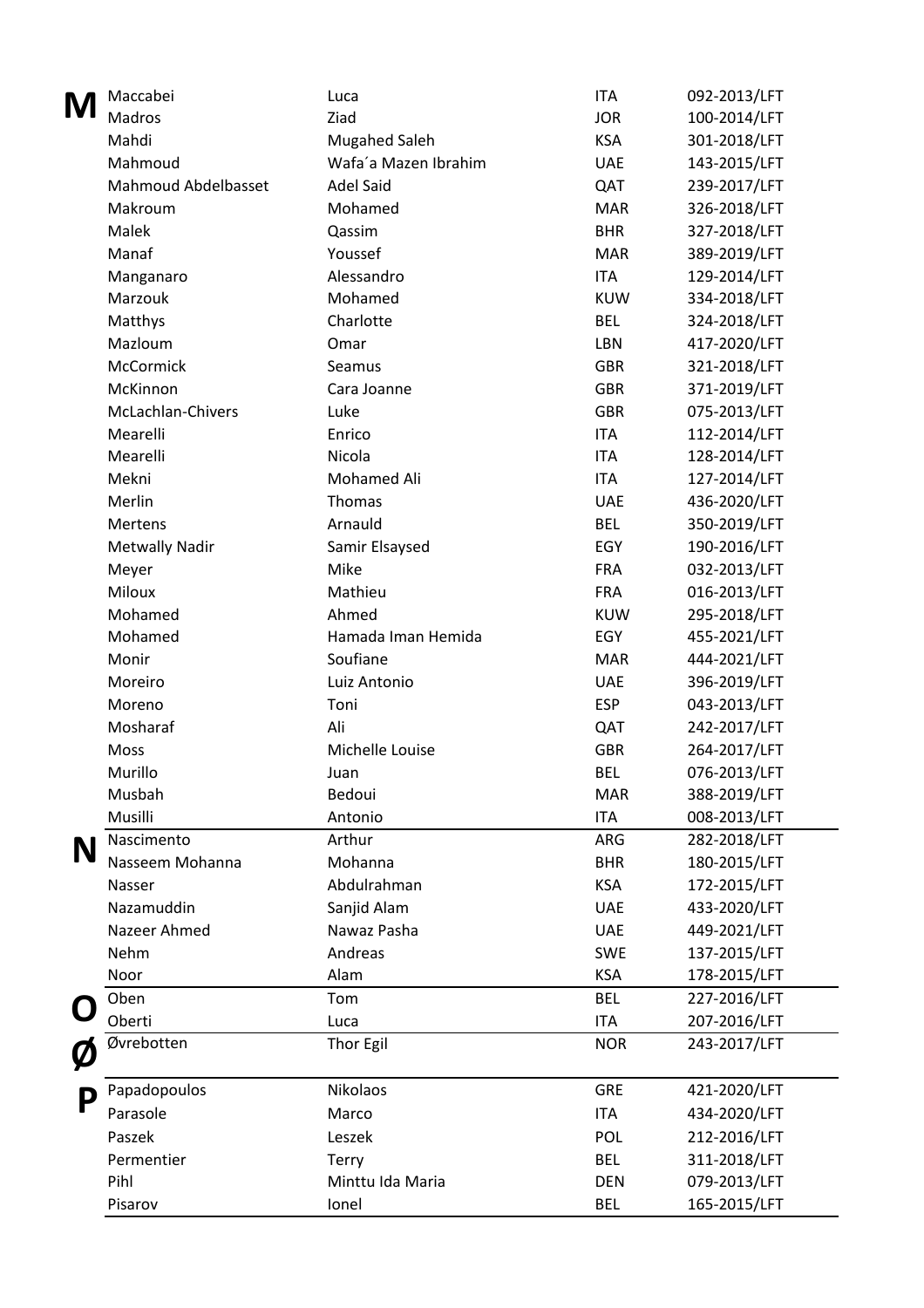| | | | | |
|---|---|---|---|---|
| **M** | Maccabei | Luca | ITA | 092-2013/LFT |
| | Madros | Ziad | JOR | 100-2014/LFT |
| | Mahdi | Mugahed Saleh | KSA | 301-2018/LFT |
| | Mahmoud | Wafa´a Mazen Ibrahim | UAE | 143-2015/LFT |
| | Mahmoud Abdelbasset | Adel Said | QAT | 239-2017/LFT |
| | Makroum | Mohamed | MAR | 326-2018/LFT |
| | Malek | Qassim | BHR | 327-2018/LFT |
| | Manaf | Youssef | MAR | 389-2019/LFT |
| | Manganaro | Alessandro | ITA | 129-2014/LFT |
| | Marzouk | Mohamed | KUW | 334-2018/LFT |
| | Matthys | Charlotte | BEL | 324-2018/LFT |
| | Mazloum | Omar | LBN | 417-2020/LFT |
| | McCormick | Seamus | GBR | 321-2018/LFT |
| | McKinnon | Cara Joanne | GBR | 371-2019/LFT |
| | McLachlan-Chivers | Luke | GBR | 075-2013/LFT |
| | Mearelli | Enrico | ITA | 112-2014/LFT |
| | Mearelli | Nicola | ITA | 128-2014/LFT |
| | Mekni | Mohamed Ali | ITA | 127-2014/LFT |
| | Merlin | Thomas | UAE | 436-2020/LFT |
| | Mertens | Arnauld | BEL | 350-2019/LFT |
| | Metwally Nadir | Samir Elsaysed | EGY | 190-2016/LFT |
| | Meyer | Mike | FRA | 032-2013/LFT |
| | Miloux | Mathieu | FRA | 016-2013/LFT |
| | Mohamed | Ahmed | KUW | 295-2018/LFT |
| | Mohamed | Hamada Iman Hemida | EGY | 455-2021/LFT |
| | Monir | Soufiane | MAR | 444-2021/LFT |
| | Moreiro | Luiz Antonio | UAE | 396-2019/LFT |
| | Moreno | Toni | ESP | 043-2013/LFT |
| | Mosharaf | Ali | QAT | 242-2017/LFT |
| | Moss | Michelle Louise | GBR | 264-2017/LFT |
| | Murillo | Juan | BEL | 076-2013/LFT |
| | Musbah | Bedoui | MAR | 388-2019/LFT |
| | Musilli | Antonio | ITA | 008-2013/LFT |
| **N** | Nascimento | Arthur | ARG | 282-2018/LFT |
| | Nasseem Mohanna | Mohanna | BHR | 180-2015/LFT |
| | Nasser | Abdulrahman | KSA | 172-2015/LFT |
| | Nazamuddin | Sanjid Alam | UAE | 433-2020/LFT |
| | Nazeer Ahmed | Nawaz Pasha | UAE | 449-2021/LFT |
| | Nehm | Andreas | SWE | 137-2015/LFT |
| | Noor | Alam | KSA | 178-2015/LFT |
| **O** | Oben | Tom | BEL | 227-2016/LFT |
| | Oberti | Luca | ITA | 207-2016/LFT |
| **Ø** | Øvrebotten | Thor Egil | NOR | 243-2017/LFT |
| **P** | Papadopoulos | Nikolaos | GRE | 421-2020/LFT |
| | Parasole | Marco | ITA | 434-2020/LFT |
| | Paszek | Leszek | POL | 212-2016/LFT |
| | Permentier | Terry | BEL | 311-2018/LFT |
| | Pihl | Minttu Ida Maria | DEN | 079-2013/LFT |
| | Pisarov | Ionel | BEL | 165-2015/LFT |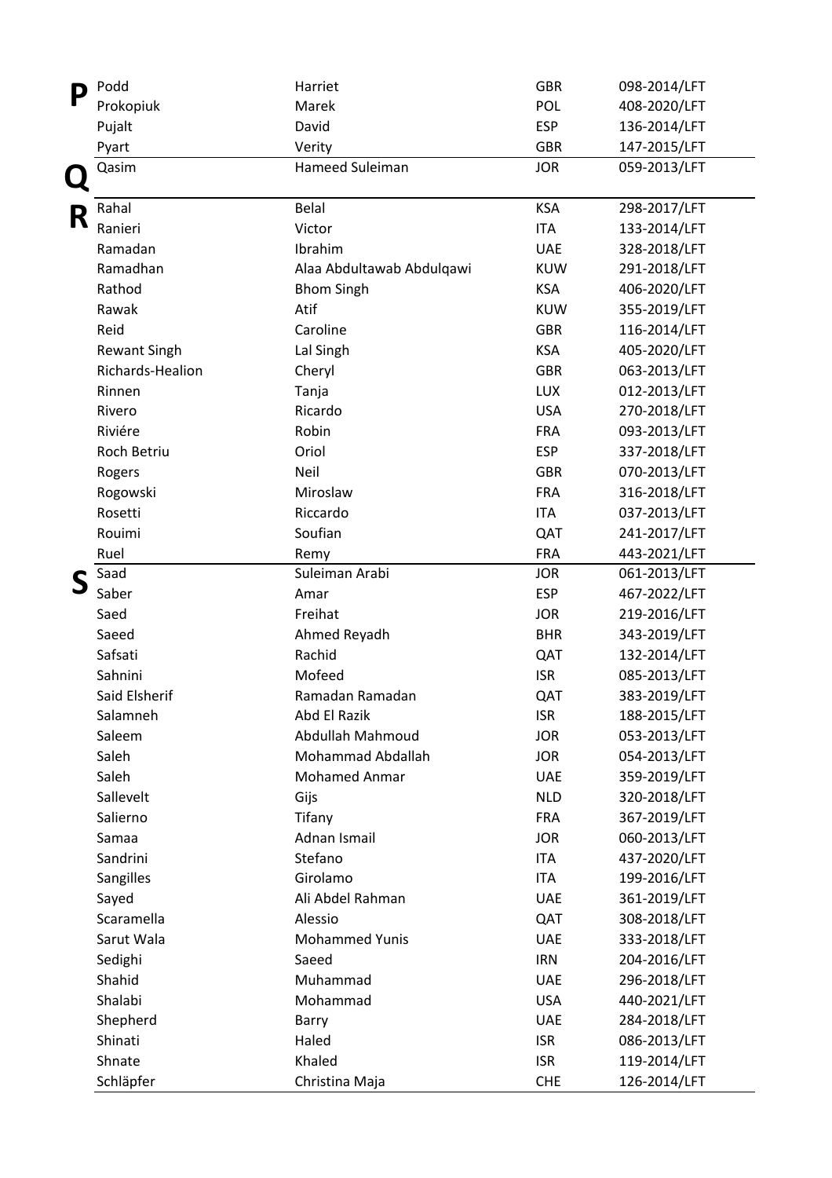| | | | | |
|---|---|---|---|---|
| **P** | Podd | Harriet | GBR | 098-2014/LFT |
| | Prokopiuk | Marek | POL | 408-2020/LFT |
| | Pujalt | David | ESP | 136-2014/LFT |
| | Pyart | Verity | GBR | 147-2015/LFT |
| **Q** | Qasim | Hameed Suleiman | JOR | 059-2013/LFT |
| **R** | Rahal | Belal | KSA | 298-2017/LFT |
| | Ranieri | Victor | ITA | 133-2014/LFT |
| | Ramadan | Ibrahim | UAE | 328-2018/LFT |
| | Ramadhan | Alaa Abdultawab Abdulqawi | KUW | 291-2018/LFT |
| | Rathod | Bhom Singh | KSA | 406-2020/LFT |
| | Rawak | Atif | KUW | 355-2019/LFT |
| | Reid | Caroline | GBR | 116-2014/LFT |
| | Rewant Singh | Lal Singh | KSA | 405-2020/LFT |
| | Richards-Healion | Cheryl | GBR | 063-2013/LFT |
| | Rinnen | Tanja | LUX | 012-2013/LFT |
| | Rivero | Ricardo | USA | 270-2018/LFT |
| | Riviére | Robin | FRA | 093-2013/LFT |
| | Roch Betriu | Oriol | ESP | 337-2018/LFT |
| | Rogers | Neil | GBR | 070-2013/LFT |
| | Rogowski | Miroslaw | FRA | 316-2018/LFT |
| | Rosetti | Riccardo | ITA | 037-2013/LFT |
| | Rouimi | Soufian | QAT | 241-2017/LFT |
| | Ruel | Remy | FRA | 443-2021/LFT |
| **S** | Saad | Suleiman Arabi | JOR | 061-2013/LFT |
| | Saber | Amar | ESP | 467-2022/LFT |
| | Saed | Freihat | JOR | 219-2016/LFT |
| | Saeed | Ahmed Reyadh | BHR | 343-2019/LFT |
| | Safsati | Rachid | QAT | 132-2014/LFT |
| | Sahnini | Mofeed | ISR | 085-2013/LFT |
| | Said Elsherif | Ramadan Ramadan | QAT | 383-2019/LFT |
| | Salamneh | Abd El Razik | ISR | 188-2015/LFT |
| | Saleem | Abdullah Mahmoud | JOR | 053-2013/LFT |
| | Saleh | Mohammad Abdallah | JOR | 054-2013/LFT |
| | Saleh | Mohamed Anmar | UAE | 359-2019/LFT |
| | Sallevelt | Gijs | NLD | 320-2018/LFT |
| | Salierno | Tifany | FRA | 367-2019/LFT |
| | Samaa | Adnan Ismail | JOR | 060-2013/LFT |
| | Sandrini | Stefano | ITA | 437-2020/LFT |
| | Sangilles | Girolamo | ITA | 199-2016/LFT |
| | Sayed | Ali Abdel Rahman | UAE | 361-2019/LFT |
| | Scaramella | Alessio | QAT | 308-2018/LFT |
| | Sarut Wala | Mohammed Yunis | UAE | 333-2018/LFT |
| | Sedighi | Saeed | IRN | 204-2016/LFT |
| | Shahid | Muhammad | UAE | 296-2018/LFT |
| | Shalabi | Mohammad | USA | 440-2021/LFT |
| | Shepherd | Barry | UAE | 284-2018/LFT |
| | Shinati | Haled | ISR | 086-2013/LFT |
| | Shnate | Khaled | ISR | 119-2014/LFT |
| | Schläpfer | Christina Maja | CHE | 126-2014/LFT |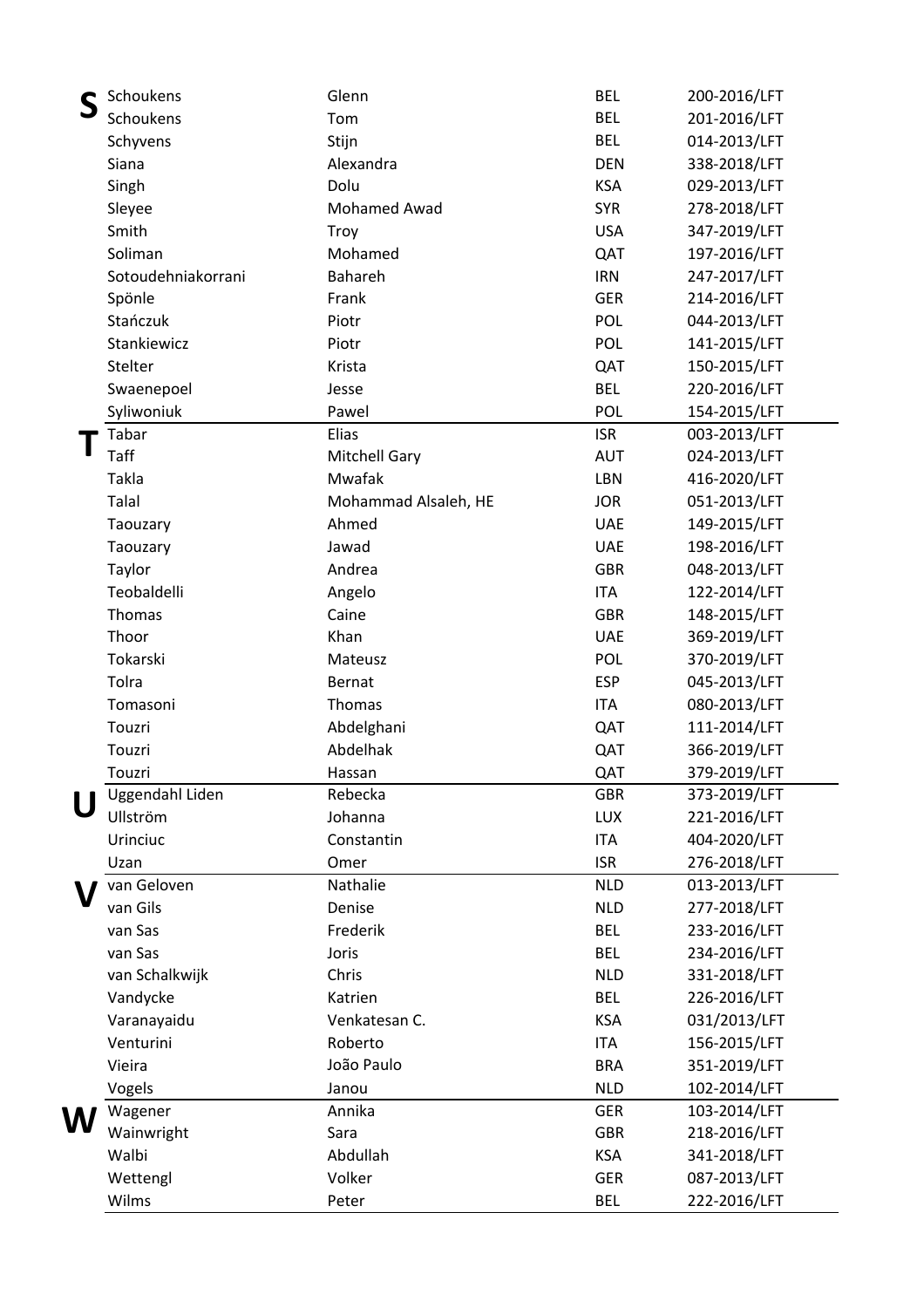| | | | | |
|---|---|---|---|---|
| **S** | Schoukens | Glenn | BEL | 200-2016/LFT |
| | Schoukens | Tom | BEL | 201-2016/LFT |
| | Schyvens | Stijn | BEL | 014-2013/LFT |
| | Siana | Alexandra | DEN | 338-2018/LFT |
| | Singh | Dolu | KSA | 029-2013/LFT |
| | Sleyee | Mohamed Awad | SYR | 278-2018/LFT |
| | Smith | Troy | USA | 347-2019/LFT |
| | Soliman | Mohamed | QAT | 197-2016/LFT |
| | Sotoudehniakorrani | Bahareh | IRN | 247-2017/LFT |
| | Spönle | Frank | GER | 214-2016/LFT |
| | Stańczuk | Piotr | POL | 044-2013/LFT |
| | Stankiewicz | Piotr | POL | 141-2015/LFT |
| | Stelter | Krista | QAT | 150-2015/LFT |
| | Swaenepoel | Jesse | BEL | 220-2016/LFT |
| | Syliwoniuk | Pawel | POL | 154-2015/LFT |
| **T** | Tabar | Elias | ISR | 003-2013/LFT |
| | Taff | Mitchell Gary | AUT | 024-2013/LFT |
| | Takla | Mwafak | LBN | 416-2020/LFT |
| | Talal | Mohammad Alsaleh, HE | JOR | 051-2013/LFT |
| | Taouzary | Ahmed | UAE | 149-2015/LFT |
| | Taouzary | Jawad | UAE | 198-2016/LFT |
| | Taylor | Andrea | GBR | 048-2013/LFT |
| | Teobaldelli | Angelo | ITA | 122-2014/LFT |
| | Thomas | Caine | GBR | 148-2015/LFT |
| | Thoor | Khan | UAE | 369-2019/LFT |
| | Tokarski | Mateusz | POL | 370-2019/LFT |
| | Tolra | Bernat | ESP | 045-2013/LFT |
| | Tomasoni | Thomas | ITA | 080-2013/LFT |
| | Touzri | Abdelghani | QAT | 111-2014/LFT |
| | Touzri | Abdelhak | QAT | 366-2019/LFT |
| | Touzri | Hassan | QAT | 379-2019/LFT |
| **U** | Uggendahl Liden | Rebecka | GBR | 373-2019/LFT |
| | Ullström | Johanna | LUX | 221-2016/LFT |
| | Urinciuc | Constantin | ITA | 404-2020/LFT |
| | Uzan | Omer | ISR | 276-2018/LFT |
| **V** | van Geloven | Nathalie | NLD | 013-2013/LFT |
| | van Gils | Denise | NLD | 277-2018/LFT |
| | van Sas | Frederik | BEL | 233-2016/LFT |
| | van Sas | Joris | BEL | 234-2016/LFT |
| | van Schalkwijk | Chris | NLD | 331-2018/LFT |
| | Vandycke | Katrien | BEL | 226-2016/LFT |
| | Varanayaidu | Venkatesan C. | KSA | 031/2013/LFT |
| | Venturini | Roberto | ITA | 156-2015/LFT |
| | Vieira | João Paulo | BRA | 351-2019/LFT |
| | Vogels | Janou | NLD | 102-2014/LFT |
| **W** | Wagener | Annika | GER | 103-2014/LFT |
| | Wainwright | Sara | GBR | 218-2016/LFT |
| | Walbi | Abdullah | KSA | 341-2018/LFT |
| | Wettengl | Volker | GER | 087-2013/LFT |
| | Wilms | Peter | BEL | 222-2016/LFT |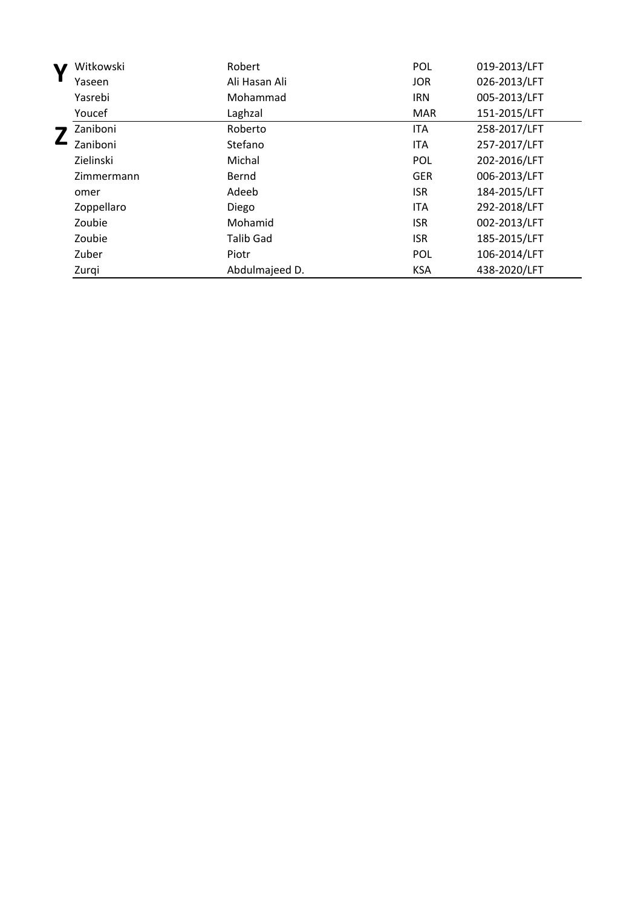| | | | | |
|---|---|---|---|---|
| **Y** | Witkowski | Robert | POL | 019-2013/LFT |
| | Yaseen | Ali Hasan Ali | JOR | 026-2013/LFT |
| | Yasrebi | Mohammad | IRN | 005-2013/LFT |
| | Youcef | Laghzal | MAR | 151-2015/LFT |
| **Z** | Zaniboni | Roberto | ITA | 258-2017/LFT |
| | Zaniboni | Stefano | ITA | 257-2017/LFT |
| | Zielinski | Michal | POL | 202-2016/LFT |
| | Zimmermann | Bernd | GER | 006-2013/LFT |
| | omer | Adeeb | ISR | 184-2015/LFT |
| | Zoppellaro | Diego | ITA | 292-2018/LFT |
| | Zoubie | Mohamid | ISR | 002-2013/LFT |
| | Zoubie | Talib Gad | ISR | 185-2015/LFT |
| | Zuber | Piotr | POL | 106-2014/LFT |
| | Zurqi | Abdulmajeed D. | KSA | 438-2020/LFT |